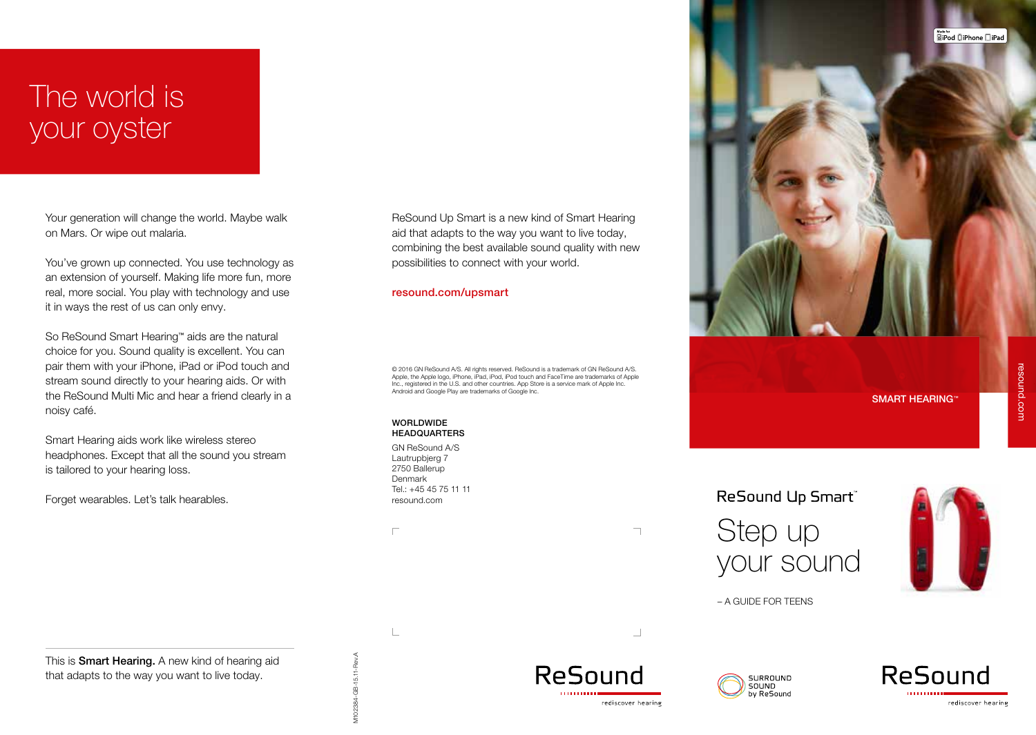# The world is your oyster

Your generation will change the world. Maybe walk on Mars. Or wipe out malaria.

You've grown up connected. You use technology as an extension of yourself. Making life more fun, more real, more social. You play with technology and use it in ways the rest of us can only envy.

So ReSound Smart Hearing™ aids are the natural choice for you. Sound quality is excellent. You can pair them with your iPhone, iPad or iPod touch and stream sound directly to your hearing aids. Or with the ReSound Multi Mic and hear a friend clearly in a noisy café.

Smart Hearing aids work like wireless stereo headphones. Except that all the sound you stream is tailored to your hearing loss.

Forget wearables. Let's talk hearables.

This is **Smart Hearing.** A new kind of hearing aid that adapts to the way you want to live today.

M102384-GB-15.11-Rev.A

ReSound Up Smart is a new kind of Smart Hearing aid that adapts to the way you want to live today, combining the best available sound quality with new possibilities to connect with your world.

resound.com/upsmart

© 2016 GN ReSound A/S. All rights reserved. ReSound is a trademark of GN ReSound A/S. Apple, the Apple logo, iPhone, iPad, iPod, iPod touch and FaceTime are trademarks of Apple Inc., registered in the U.S. and other countries. App Store is a service mark of Apple Inc. Android and Google Play are trademarks of Google Inc.

**WORLDWIDE HEADQUARTERS**

GN ReSound A/S
Lautrupbjerg 7
2750 Ballerup
Denmark
Tel.: +45 45 75 11 11
resound.com

ReSound
rediscover hearing

Made for iPod iPhone iPad

SMART HEARING™

resound.com

ReSound Up Smart™

# Step up your sound

– A GUIDE FOR TEENS

SURROUND SOUND by ReSound

ReSound
rediscover hearing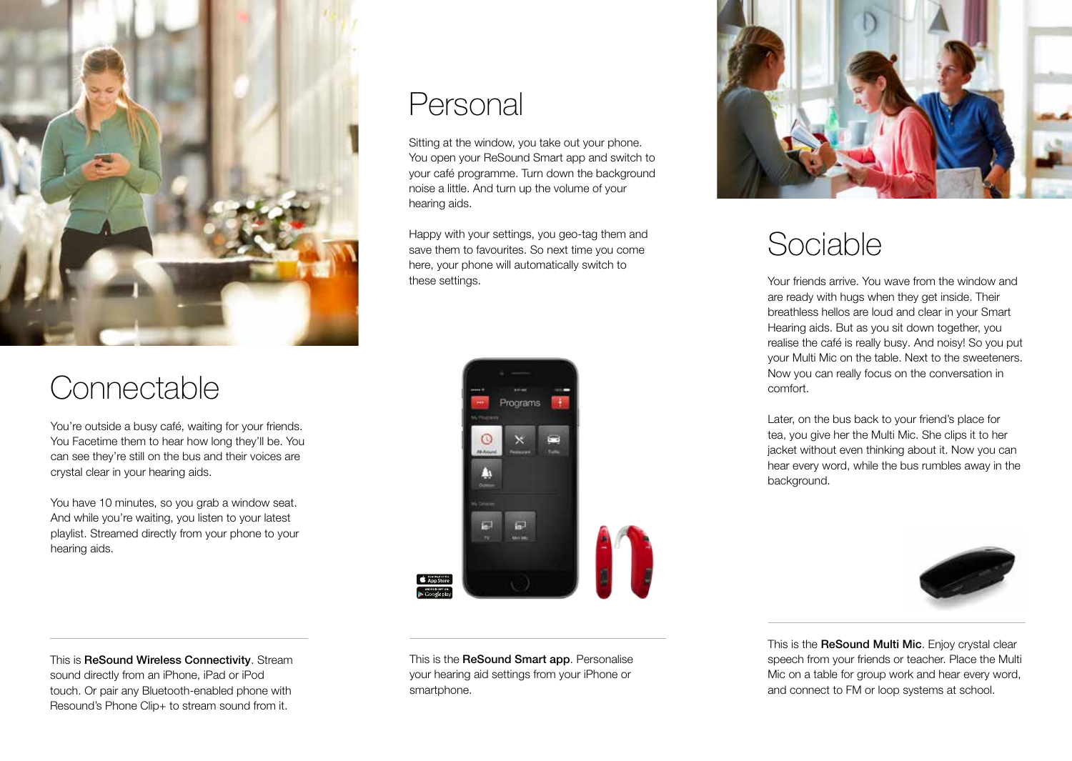## Connectable

You're outside a busy café, waiting for your friends. You Facetime them to hear how long they'll be. You can see they're still on the bus and their voices are crystal clear in your hearing aids.

You have 10 minutes, so you grab a window seat. And while you're waiting, you listen to your latest playlist. Streamed directly from your phone to your hearing aids.

This is **ReSound Wireless Connectivity**. Stream sound directly from an iPhone, iPad or iPod touch. Or pair any Bluetooth-enabled phone with Resound's Phone Clip+ to stream sound from it.

## Personal

Sitting at the window, you take out your phone. You open your ReSound Smart app and switch to your café programme. Turn down the background noise a little. And turn up the volume of your hearing aids.

Happy with your settings, you geo-tag them and save them to favourites. So next time you come here, your phone will automatically switch to these settings.

This is the **ReSound Smart app**. Personalise your hearing aid settings from your iPhone or smartphone.

## Sociable

Your friends arrive. You wave from the window and are ready with hugs when they get inside. Their breathless hellos are loud and clear in your Smart Hearing aids. But as you sit down together, you realise the café is really busy. And noisy! So you put your Multi Mic on the table. Next to the sweeteners. Now you can really focus on the conversation in comfort.

Later, on the bus back to your friend's place for tea, you give her the Multi Mic. She clips it to her jacket without even thinking about it. Now you can hear every word, while the bus rumbles away in the background.

This is the **ReSound Multi Mic**. Enjoy crystal clear speech from your friends or teacher. Place the Multi Mic on a table for group work and hear every word, and connect to FM or loop systems at school.